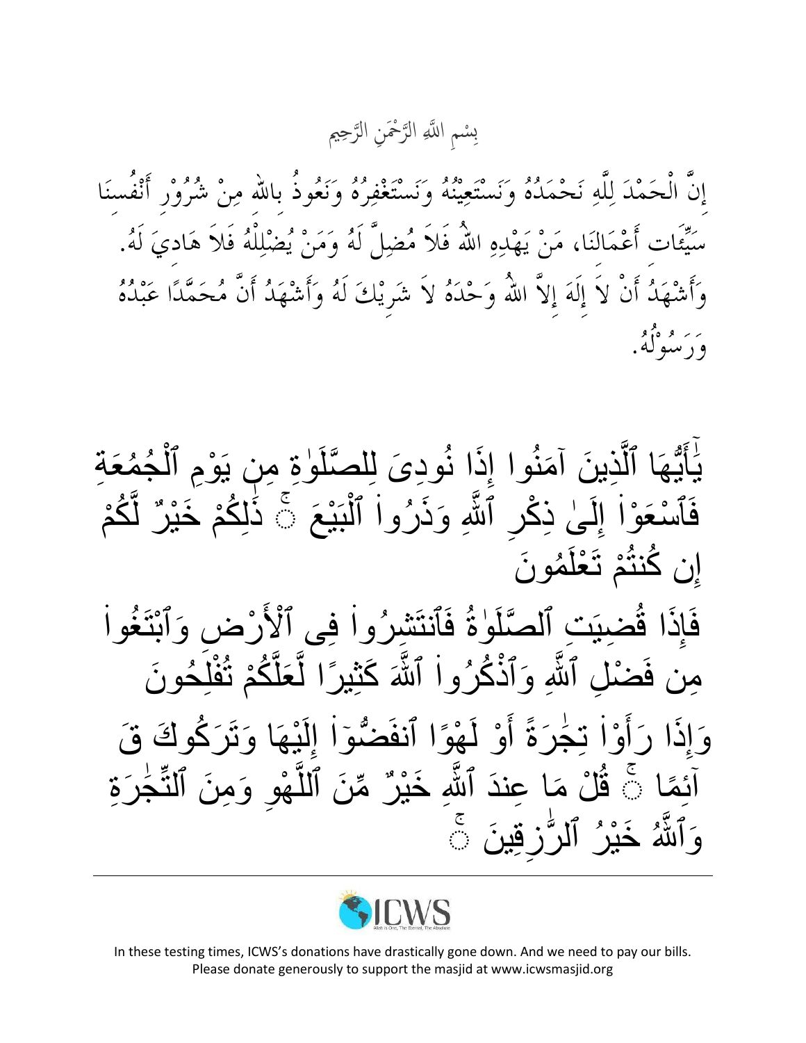بِسْمِ اللَّهِ الرَّحْمَنِ الرَّحِيم

إِنَّ الْحَمْدَ لِلَّهِ نَحْمَدُهُ وَنَسْتَعِيْنُهُ وَنَسْتَغْفِرُهُ وَنَعُوذُ بِاللّٰهِ مِنْ شُرُوْرِ أَنْفُسِنَا سَيِّئَاتِ أَعْمَالِنَا، مَنْ يَهْدِهِ اللّٰهُ فَلاَ مُضِلَّ لَهُ وَمَنْ يُضْلِلْهُ فَلاَ هَادِيَ لَهُ. وَأَشْهَدُ أَنْ لاَ إِلَهَ إِلاَّ اللّٰهُ وَحْدَهُ لاَ شَرِيْكَ لَهُ وَأَشْهَدُ أَنَّ مُحَمَّدًا عَبْدُهُ وَرَسُوْلُهُ.

يَٰٓأَيُّهَا ٱلَّذِينَ آمَنُوا إِذَا نُودِىَ لِلصَّلَوٰةِ مِن يَوْمِ ٱلْجُمُعَةِ فَٱسْعَوْا۟ إِلَىٰ ذِكْرِ ٱللَّهِ وَذَرُوا۟ ٱلْبَيْعَ ۚ ذَٰلِكُمْ خَيْرٌ لَّكُمْ إِن كُنتُمْ تَعْلَمُونَ

فَإِذَا قُضِيَتِ ٱلصَّلَوٰةُ فَٱنتَشِرُوا۟ فِى ٱلْأَرْضِ وَٱبْتَغُوا۟ مِن فَضْلِ ٱللَّهِ وَٱذْكُرُوا۟ ٱللَّهَ كَثِيرًا لَّعَلَّكُمْ تُفْلِحُونَ

وَإِذَا رَأَوْا۟ تِجَٰرَةً أَوْ لَهْوًا ٱنفَضُّوٓا۟ إِلَيْهَا وَتَرَكُوكَ قَآئِمًا ۚ قُلْ مَا عِندَ ٱللَّهِ خَيْرٌ مِّنَ ٱللَّهْوِ وَمِنَ ٱلتِّجَٰرَةِ ۚ وَٱللَّهُ خَيْرُ ٱلرَّٰزِقِينَ ۚ

---

ICWS

Allah is One, The Eternal, The Absolute

In these testing times, ICWS's donations have drastically gone down. And we need to pay our bills. Please donate generously to support the masjid at www.icwsmasjid.org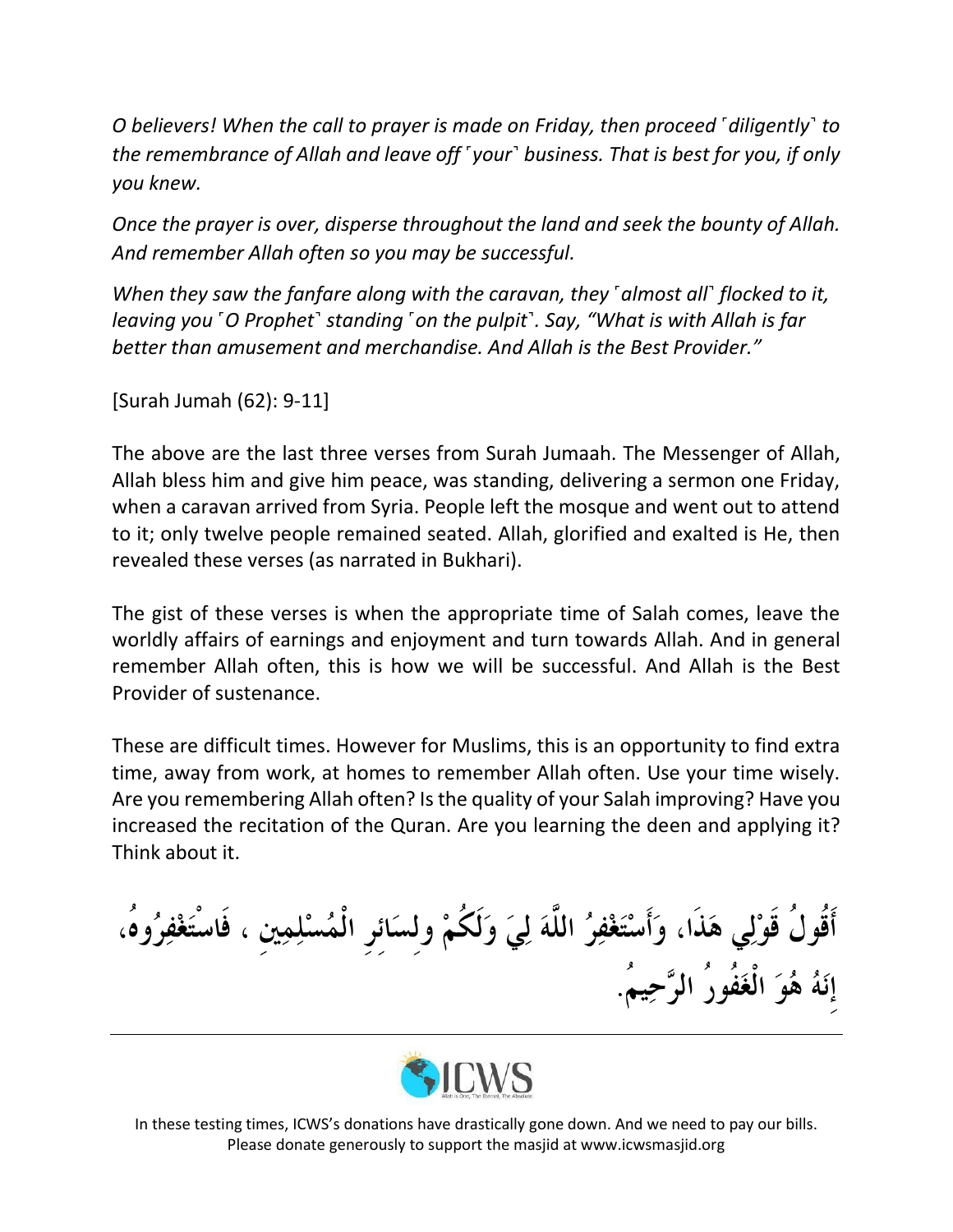*O believers! When the call to prayer is made on Friday, then proceed ˹diligently˺ to the remembrance of Allah and leave off ˹your˺ business. That is best for you, if only you knew.*

*Once the prayer is over, disperse throughout the land and seek the bounty of Allah. And remember Allah often so you may be successful.*

*When they saw the fanfare along with the caravan, they ˹almost all˺ flocked to it, leaving you ˹O Prophet˺ standing ˹on the pulpit˺. Say, "What is with Allah is far better than amusement and merchandise. And Allah is the Best Provider."*

[Surah Jumah (62): 9-11]

The above are the last three verses from Surah Jumaah. The Messenger of Allah, Allah bless him and give him peace, was standing, delivering a sermon one Friday, when a caravan arrived from Syria. People left the mosque and went out to attend to it; only twelve people remained seated. Allah, glorified and exalted is He, then revealed these verses (as narrated in Bukhari).

The gist of these verses is when the appropriate time of Salah comes, leave the worldly affairs of earnings and enjoyment and turn towards Allah. And in general remember Allah often, this is how we will be successful. And Allah is the Best Provider of sustenance.

These are difficult times. However for Muslims, this is an opportunity to find extra time, away from work, at homes to remember Allah often. Use your time wisely. Are you remembering Allah often? Is the quality of your Salah improving? Have you increased the recitation of the Quran. Are you learning the deen and applying it? Think about it.

**أَقُولُ قَوْلِي هَذَا، وَأَسْتَغْفِرُ اللَّهَ لِيَ وَلَكُمْ وِلِسَائِرِ الْمُسْلِمِين ، فَاسْتَغْفِرُوهُ، إِنَهُ هُوَ الْغَفُورُ الرَّحِيمُ.**

---

In these testing times, ICWS's donations have drastically gone down. And we need to pay our bills. Please donate generously to support the masjid at www.icwsmasjid.org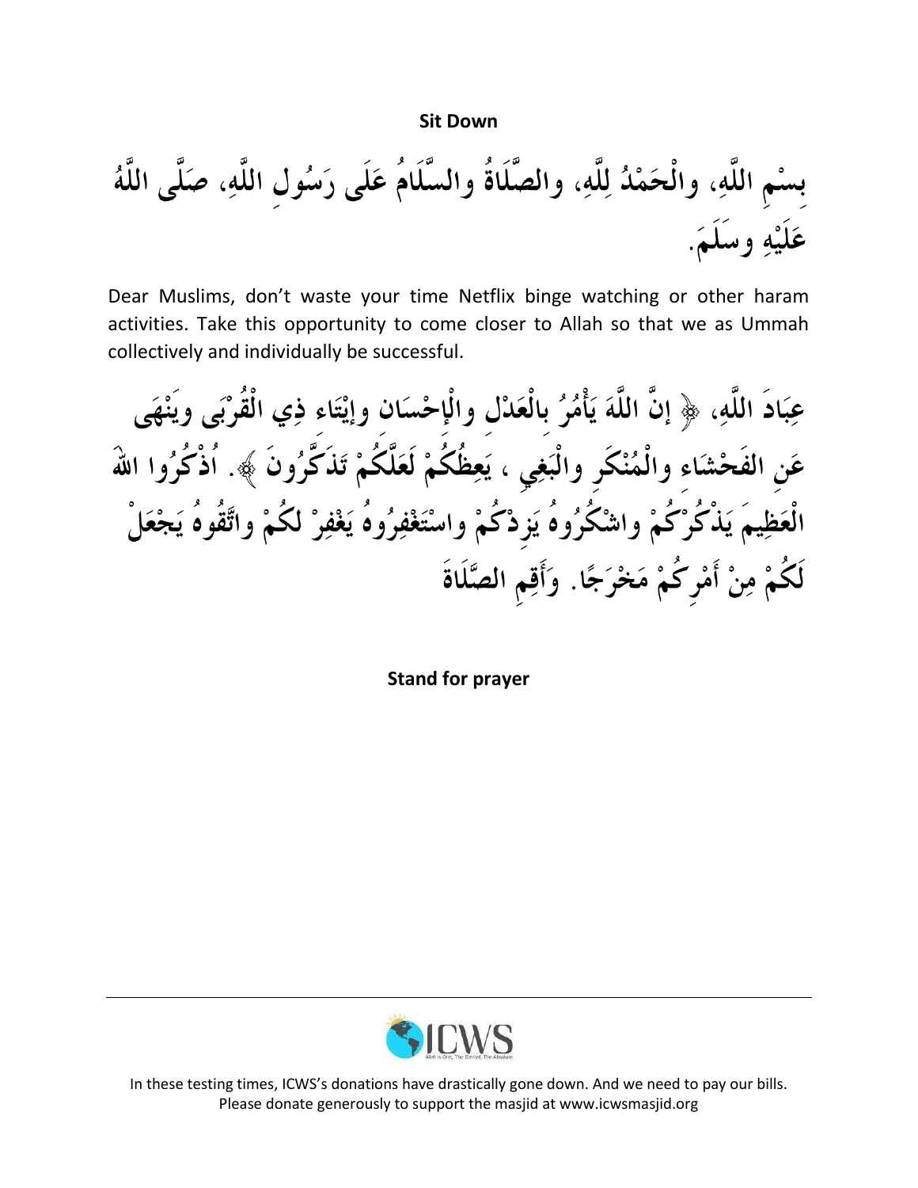**Sit Down**

بِسْمِ اللَّهِ، والْحَمْدُ لِلَّهِ، والصَّلَاةُ والسَّلَامُ عَلَى رَسُولِ اللَّهِ، صَلَّى اللَّهُ عَلَيْهِ وسَلَمَ.

Dear Muslims, don't waste your time Netflix binge watching or other haram activities. Take this opportunity to come closer to Allah so that we as Ummah collectively and individually be successful.

عِبَادَ اللَّهِ، ﴿ إِنَّ اللَّهَ يَأْمُرُ بِالْعَدْلِ والْإِحْسَانِ وإِيْتَاءِ ذِي الْقُرْبَى ويَنْهَى عَنِ الفَحْشَاءِ والْمُنْكَرِ والْبَغْيِ ، يَعِظُكُمْ لَعَلَّكُمْ تَذَكَّرُونَ ﴾. اُذْكُرُوا اللهَ الْعَظِيمَ يَذْكُرْكُمْ واشْكُرُوهُ يَزِدْكُمْ واسْتَغْفِرُوهُ يَغْفِرْ لكُمْ واتَّقُوهُ يَجْعَلْ لَكُمْ مِنْ أَمْرِكُمْ مَخْرَجًا. وَأَقِمِ الصَّلَاةَ

**Stand for prayer**

In these testing times, ICWS's donations have drastically gone down. And we need to pay our bills. Please donate generously to support the masjid at www.icwsmasjid.org